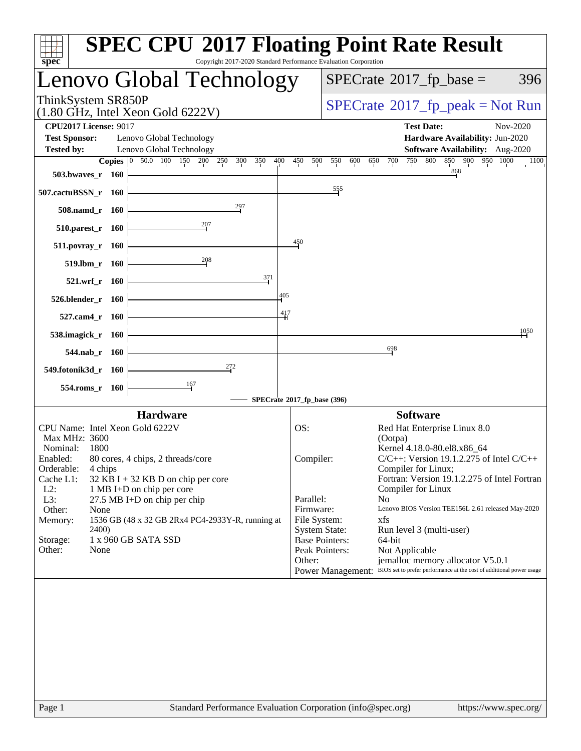# SPEC CPU 2017 Floating Point Rate Result

Copyright 2017-2020 Standard Performance Evaluation Corporation

## Lenovo Global Technology

ThinkSystem SR850P
(1.80 GHz, Intel Xeon Gold 6222V)

SPECrate 2017_fp_base = 396

SPECrate 2017_fp_peak = Not Run

**CPU2017 License:** 9017
**Test Sponsor:** Lenovo Global Technology
**Tested by:** Lenovo Global Technology

**Test Date:** Nov-2020
**Hardware Availability:** Jun-2020
**Software Availability:** Aug-2020

| Benchmark | Copies | Base |
|---|---|---|
| 503.bwaves_r | 160 | 868 |
| 507.cactuBSSN_r | 160 | 555 |
| 508.namd_r | 160 | 297 |
| 510.parest_r | 160 | 207 |
| 511.povray_r | 160 | 450 |
| 519.lbm_r | 160 | 208 |
| 521.wrf_r | 160 | 371 |
| 526.blender_r | 160 | 405 |
| 527.cam4_r | 160 | 417 |
| 538.imagick_r | 160 | 1050 |
| 544.nab_r | 160 | 698 |
| 549.fotonik3d_r | 160 | 272 |
| 554.roms_r | 160 | 167 |

SPECrate 2017_fp_base (396)

### Hardware

CPU Name: Intel Xeon Gold 6222V
Max MHz: 3600
Nominal: 1800
Enabled: 80 cores, 4 chips, 2 threads/core
Orderable: 4 chips
Cache L1: 32 KB I + 32 KB D on chip per core
L2: 1 MB I+D on chip per core
L3: 27.5 MB I+D on chip per chip
Other: None
Memory: 1536 GB (48 x 32 GB 2Rx4 PC4-2933Y-R, running at 2400)
Storage: 1 x 960 GB SATA SSD
Other: None

### Software

OS: Red Hat Enterprise Linux 8.0 (Ootpa)
Kernel 4.18.0-80.el8.x86_64
Compiler: C/C++: Version 19.1.2.275 of Intel C/C++ Compiler for Linux;
Fortran: Version 19.1.2.275 of Intel Fortran Compiler for Linux
Parallel: No
Firmware: Lenovo BIOS Version TEE156L 2.61 released May-2020
File System: xfs
System State: Run level 3 (multi-user)
Base Pointers: 64-bit
Peak Pointers: Not Applicable
Other: jemalloc memory allocator V5.0.1
Power Management: BIOS set to prefer performance at the cost of additional power usage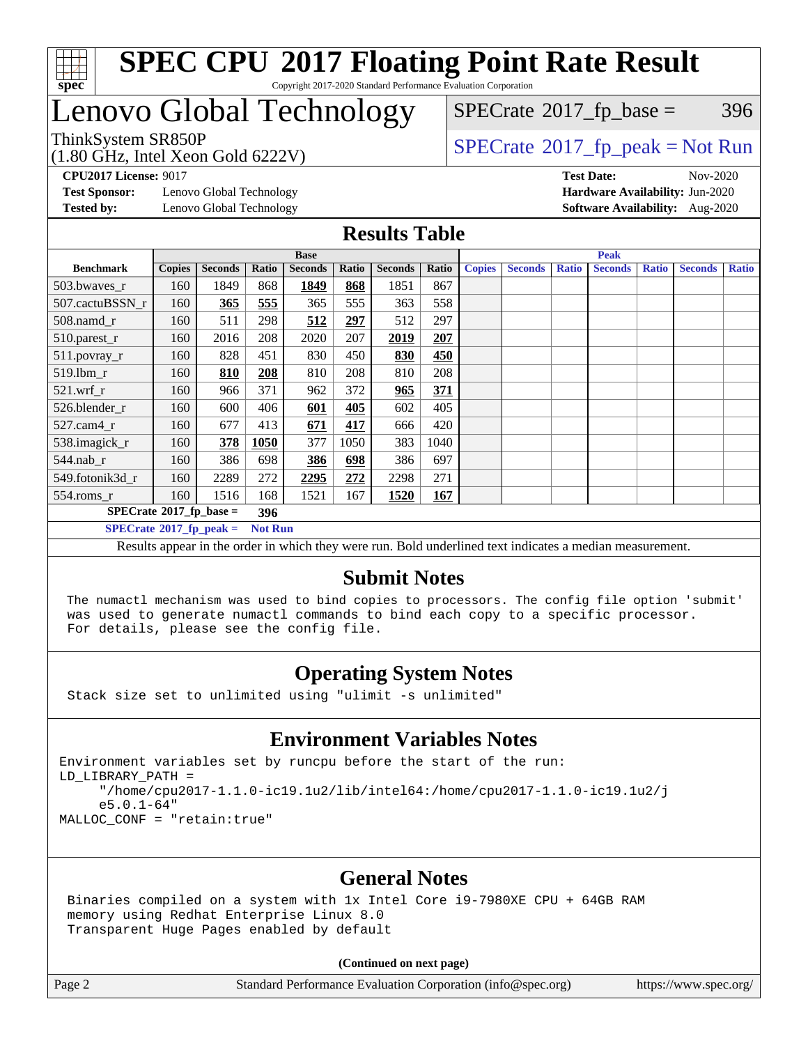# SPEC CPU 2017 Floating Point Rate Result

Copyright 2017-2020 Standard Performance Evaluation Corporation

# Lenovo Global Technology

ThinkSystem SR850P
(1.80 GHz, Intel Xeon Gold 6222V)

SPECrate 2017_fp_base = 396

SPECrate 2017_fp_peak = Not Run

**CPU2017 License:** 9017
**Test Sponsor:** Lenovo Global Technology
**Tested by:** Lenovo Global Technology

**Test Date:** Nov-2020
**Hardware Availability:** Jun-2020
**Software Availability:** Aug-2020

## Results Table

| Benchmark | Base | | | | | | | Peak | | | | | | |
|---|---|---|---|---|---|---|---|---|---|---|---|---|---|---|
| | Copies | Seconds | Ratio | Seconds | Ratio | Seconds | Ratio | Copies | Seconds | Ratio | Seconds | Ratio | Seconds | Ratio |
| 503.bwaves_r | 160 | 1849 | 868 | **1849** | **868** | 1851 | 867 | | | | | | | |
| 507.cactuBSSN_r | 160 | **365** | **555** | 365 | 555 | 363 | 558 | | | | | | | |
| 508.namd_r | 160 | 511 | 298 | **512** | **297** | 512 | 297 | | | | | | | |
| 510.parest_r | 160 | 2016 | 208 | 2020 | 207 | **2019** | **207** | | | | | | | |
| 511.povray_r | 160 | 828 | 451 | 830 | 450 | **830** | **450** | | | | | | | |
| 519.lbm_r | 160 | **810** | **208** | 810 | 208 | 810 | 208 | | | | | | | |
| 521.wrf_r | 160 | 966 | 371 | 962 | 372 | **965** | **371** | | | | | | | |
| 526.blender_r | 160 | 600 | 406 | **601** | **405** | 602 | 405 | | | | | | | |
| 527.cam4_r | 160 | 677 | 413 | **671** | **417** | 666 | 420 | | | | | | | |
| 538.imagick_r | 160 | **378** | **1050** | 377 | 1050 | 383 | 1040 | | | | | | | |
| 544.nab_r | 160 | 386 | 698 | **386** | **698** | 386 | 697 | | | | | | | |
| 549.fotonik3d_r | 160 | 2289 | 272 | **2295** | **272** | 2298 | 271 | | | | | | | |
| 554.roms_r | 160 | 1516 | 168 | 1521 | 167 | **1520** | **167** | | | | | | | |

**SPECrate 2017_fp_base = 396**

**SPECrate 2017_fp_peak = Not Run**

Results appear in the order in which they were run. Bold underlined text indicates a median measurement.

## Submit Notes

The numactl mechanism was used to bind copies to processors. The config file option 'submit' was used to generate numactl commands to bind each copy to a specific processor. For details, please see the config file.

## Operating System Notes

Stack size set to unlimited using "ulimit -s unlimited"

## Environment Variables Notes

```
Environment variables set by runcpu before the start of the run:
LD_LIBRARY_PATH =
     "/home/cpu2017-1.1.0-ic19.1u2/lib/intel64:/home/cpu2017-1.1.0-ic19.1u2/j
     e5.0.1-64"
MALLOC_CONF = "retain:true"
```

## General Notes

Binaries compiled on a system with 1x Intel Core i9-7980XE CPU + 64GB RAM memory using Redhat Enterprise Linux 8.0
Transparent Huge Pages enabled by default

**(Continued on next page)**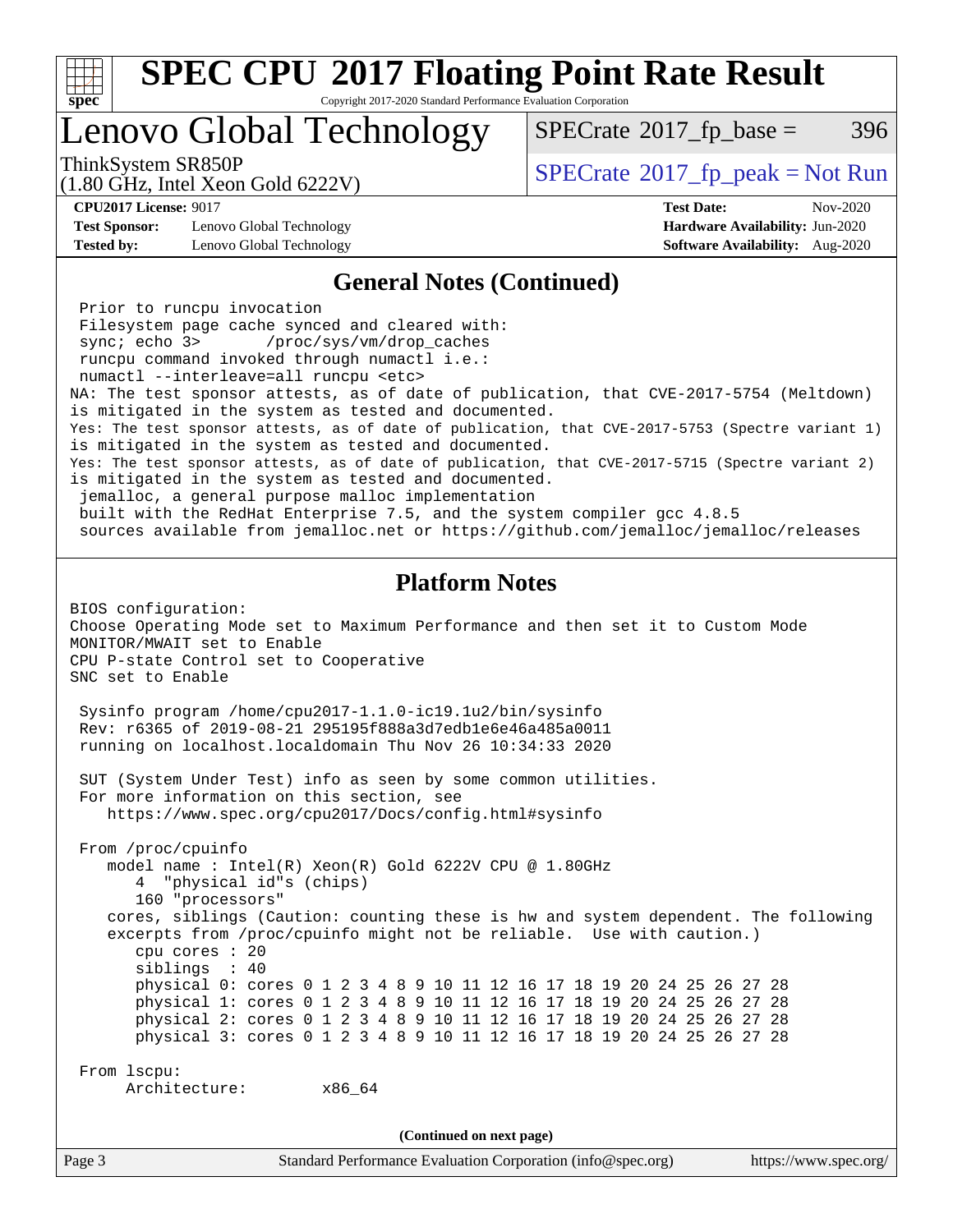# SPEC CPU 2017 Floating Point Rate Result

Copyright 2017-2020 Standard Performance Evaluation Corporation

# Lenovo Global Technology

ThinkSystem SR850P
(1.80 GHz, Intel Xeon Gold 6222V)

SPECrate 2017_fp_base = 396

SPECrate 2017_fp_peak = Not Run

**CPU2017 License:** 9017
**Test Sponsor:** Lenovo Global Technology
**Tested by:** Lenovo Global Technology

**Test Date:** Nov-2020
**Hardware Availability:** Jun-2020
**Software Availability:** Aug-2020

## General Notes (Continued)

```
 Prior to runcpu invocation
 Filesystem page cache synced and cleared with:
 sync; echo 3>       /proc/sys/vm/drop_caches
 runcpu command invoked through numactl i.e.:
 numactl --interleave=all runcpu <etc>
NA: The test sponsor attests, as of date of publication, that CVE-2017-5754 (Meltdown)
is mitigated in the system as tested and documented.
Yes: The test sponsor attests, as of date of publication, that CVE-2017-5753 (Spectre variant 1)
is mitigated in the system as tested and documented.
Yes: The test sponsor attests, as of date of publication, that CVE-2017-5715 (Spectre variant 2)
is mitigated in the system as tested and documented.
 jemalloc, a general purpose malloc implementation
 built with the RedHat Enterprise 7.5, and the system compiler gcc 4.8.5
 sources available from jemalloc.net or https://github.com/jemalloc/jemalloc/releases
```

## Platform Notes

```
BIOS configuration:
Choose Operating Mode set to Maximum Performance and then set it to Custom Mode
MONITOR/MWAIT set to Enable
CPU P-state Control set to Cooperative
SNC set to Enable

 Sysinfo program /home/cpu2017-1.1.0-ic19.1u2/bin/sysinfo
 Rev: r6365 of 2019-08-21 295195f888a3d7edb1e6e46a485a0011
 running on localhost.localdomain Thu Nov 26 10:34:33 2020

 SUT (System Under Test) info as seen by some common utilities.
 For more information on this section, see
    https://www.spec.org/cpu2017/Docs/config.html#sysinfo

 From /proc/cpuinfo
    model name : Intel(R) Xeon(R) Gold 6222V CPU @ 1.80GHz
       4  "physical id"s (chips)
       160 "processors"
    cores, siblings (Caution: counting these is hw and system dependent. The following
    excerpts from /proc/cpuinfo might not be reliable.  Use with caution.)
       cpu cores : 20
       siblings  : 40
       physical 0: cores 0 1 2 3 4 8 9 10 11 12 16 17 18 19 20 24 25 26 27 28
       physical 1: cores 0 1 2 3 4 8 9 10 11 12 16 17 18 19 20 24 25 26 27 28
       physical 2: cores 0 1 2 3 4 8 9 10 11 12 16 17 18 19 20 24 25 26 27 28
       physical 3: cores 0 1 2 3 4 8 9 10 11 12 16 17 18 19 20 24 25 26 27 28

 From lscpu:
      Architecture:        x86_64
```

(Continued on next page)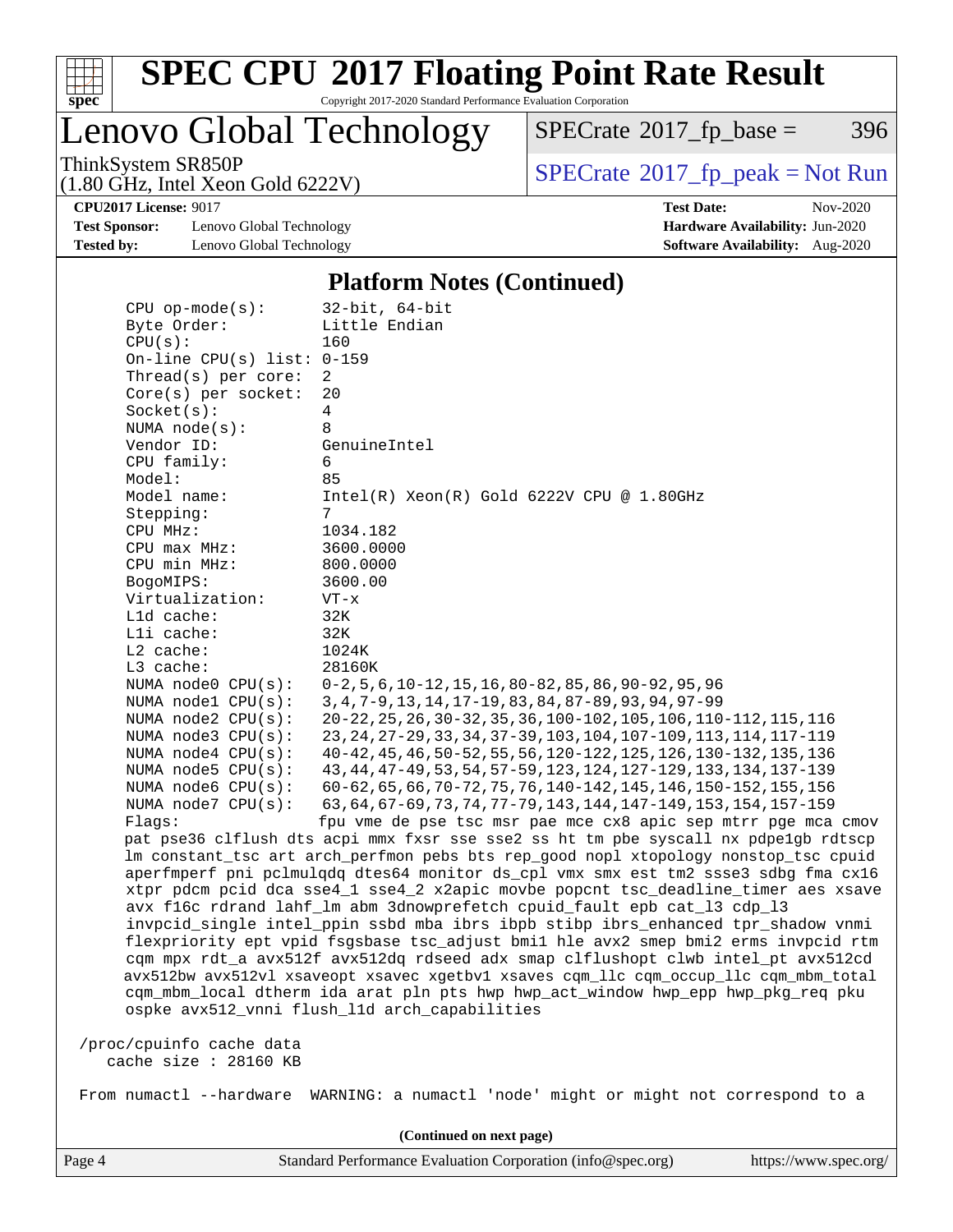# SPEC CPU 2017 Floating Point Rate Result

Copyright 2017-2020 Standard Performance Evaluation Corporation

## Lenovo Global Technology

ThinkSystem SR850P
(1.80 GHz, Intel Xeon Gold 6222V)

SPECrate 2017_fp_base = 396

SPECrate 2017_fp_peak = Not Run

**CPU2017 License:** 9017
**Test Sponsor:** Lenovo Global Technology
**Tested by:** Lenovo Global Technology

**Test Date:** Nov-2020
**Hardware Availability:** Jun-2020
**Software Availability:** Aug-2020

### Platform Notes (Continued)

```
CPU op-mode(s):        32-bit, 64-bit
Byte Order:            Little Endian
CPU(s):                160
On-line CPU(s) list: 0-159
Thread(s) per core:  2
Core(s) per socket:  20
Socket(s):             4
NUMA node(s):          8
Vendor ID:             GenuineIntel
CPU family:            6
Model:                 85
Model name:            Intel(R) Xeon(R) Gold 6222V CPU @ 1.80GHz
Stepping:              7
CPU MHz:               1034.182
CPU max MHz:           3600.0000
CPU min MHz:           800.0000
BogoMIPS:              3600.00
Virtualization:        VT-x
L1d cache:             32K
L1i cache:             32K
L2 cache:              1024K
L3 cache:              28160K
NUMA node0 CPU(s):   0-2,5,6,10-12,15,16,80-82,85,86,90-92,95,96
NUMA node1 CPU(s):   3,4,7-9,13,14,17-19,83,84,87-89,93,94,97-99
NUMA node2 CPU(s):   20-22,25,26,30-32,35,36,100-102,105,106,110-112,115,116
NUMA node3 CPU(s):   23,24,27-29,33,34,37-39,103,104,107-109,113,114,117-119
NUMA node4 CPU(s):   40-42,45,46,50-52,55,56,120-122,125,126,130-132,135,136
NUMA node5 CPU(s):   43,44,47-49,53,54,57-59,123,124,127-129,133,134,137-139
NUMA node6 CPU(s):   60-62,65,66,70-72,75,76,140-142,145,146,150-152,155,156
NUMA node7 CPU(s):   63,64,67-69,73,74,77-79,143,144,147-149,153,154,157-159
Flags:                 fpu vme de pse tsc msr pae mce cx8 apic sep mtrr pge mca cmov
pat pse36 clflush dts acpi mmx fxsr sse sse2 ss ht tm pbe syscall nx pdpe1gb rdtscp
lm constant_tsc art arch_perfmon pebs bts rep_good nopl xtopology nonstop_tsc cpuid
aperfmperf pni pclmulqdq dtes64 monitor ds_cpl vmx smx est tm2 ssse3 sdbg fma cx16
xtpr pdcm pcid dca sse4_1 sse4_2 x2apic movbe popcnt tsc_deadline_timer aes xsave
avx f16c rdrand lahf_lm abm 3dnowprefetch cpuid_fault epb cat_l3 cdp_l3
invpcid_single intel_ppin ssbd mba ibrs ibpb stibp ibrs_enhanced tpr_shadow vnmi
flexpriority ept vpid fsgsbase tsc_adjust bmi1 hle avx2 smep bmi2 erms invpcid rtm
cqm mpx rdt_a avx512f avx512dq rdseed adx smap clflushopt clwb intel_pt avx512cd
avx512bw avx512vl xsaveopt xsavec xgetbv1 xsaves cqm_llc cqm_occup_llc cqm_mbm_total
cqm_mbm_local dtherm ida arat pln pts hwp hwp_act_window hwp_epp hwp_pkg_req pku
ospke avx512_vnni flush_l1d arch_capabilities

/proc/cpuinfo cache data
   cache size : 28160 KB

From numactl --hardware  WARNING: a numactl 'node' might or might not correspond to a
```

(Continued on next page)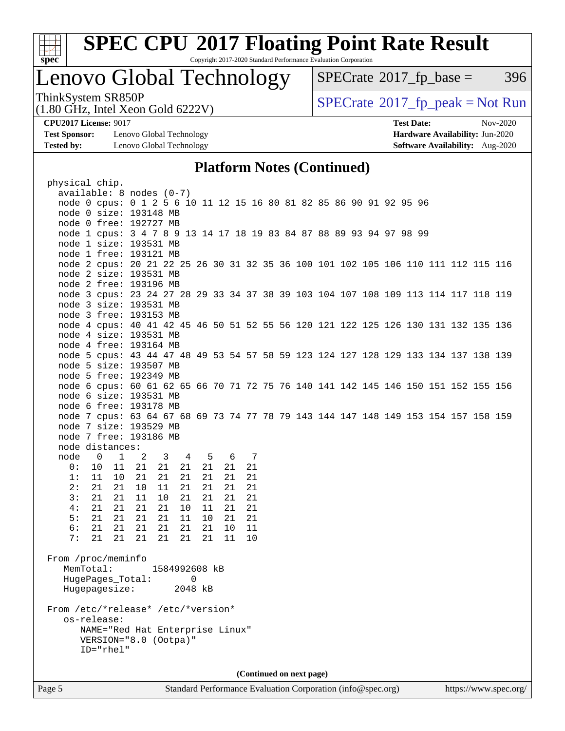# SPEC CPU 2017 Floating Point Rate Result

Copyright 2017-2020 Standard Performance Evaluation Corporation

## Lenovo Global Technology

ThinkSystem SR850P
(1.80 GHz, Intel Xeon Gold 6222V)

SPECrate 2017_fp_base = 396

SPECrate 2017_fp_peak = Not Run

**CPU2017 License:** 9017
**Test Sponsor:** Lenovo Global Technology
**Tested by:** Lenovo Global Technology

**Test Date:** Nov-2020
**Hardware Availability:** Jun-2020
**Software Availability:** Aug-2020

### Platform Notes (Continued)

```
physical chip.
  available: 8 nodes (0-7)
  node 0 cpus: 0 1 2 5 6 10 11 12 15 16 80 81 82 85 86 90 91 92 95 96
  node 0 size: 193148 MB
  node 0 free: 192727 MB
  node 1 cpus: 3 4 7 8 9 13 14 17 18 19 83 84 87 88 89 93 94 97 98 99
  node 1 size: 193531 MB
  node 1 free: 193121 MB
  node 2 cpus: 20 21 22 25 26 30 31 32 35 36 100 101 102 105 106 110 111 112 115 116
  node 2 size: 193531 MB
  node 2 free: 193196 MB
  node 3 cpus: 23 24 27 28 29 33 34 37 38 39 103 104 107 108 109 113 114 117 118 119
  node 3 size: 193531 MB
  node 3 free: 193153 MB
  node 4 cpus: 40 41 42 45 46 50 51 52 55 56 120 121 122 125 126 130 131 132 135 136
  node 4 size: 193531 MB
  node 4 free: 193164 MB
  node 5 cpus: 43 44 47 48 49 53 54 57 58 59 123 124 127 128 129 133 134 137 138 139
  node 5 size: 193507 MB
  node 5 free: 192349 MB
  node 6 cpus: 60 61 62 65 66 70 71 72 75 76 140 141 142 145 146 150 151 152 155 156
  node 6 size: 193531 MB
  node 6 free: 193178 MB
  node 7 cpus: 63 64 67 68 69 73 74 77 78 79 143 144 147 148 149 153 154 157 158 159
  node 7 size: 193529 MB
  node 7 free: 193186 MB
  node distances:
  node   0   1   2   3   4   5   6   7
    0:  10  11  21  21  21  21  21  21
    1:  11  10  21  21  21  21  21  21
    2:  21  21  10  11  21  21  21  21
    3:  21  21  11  10  21  21  21  21
    4:  21  21  21  21  10  11  21  21
    5:  21  21  21  21  11  10  21  21
    6:  21  21  21  21  21  21  10  11
    7:  21  21  21  21  21  21  11  10

From /proc/meminfo
   MemTotal:       1584992608 kB
   HugePages_Total:       0
   Hugepagesize:       2048 kB

From /etc/*release* /etc/*version*
   os-release:
      NAME="Red Hat Enterprise Linux"
      VERSION="8.0 (Ootpa)"
      ID="rhel"
```

(Continued on next page)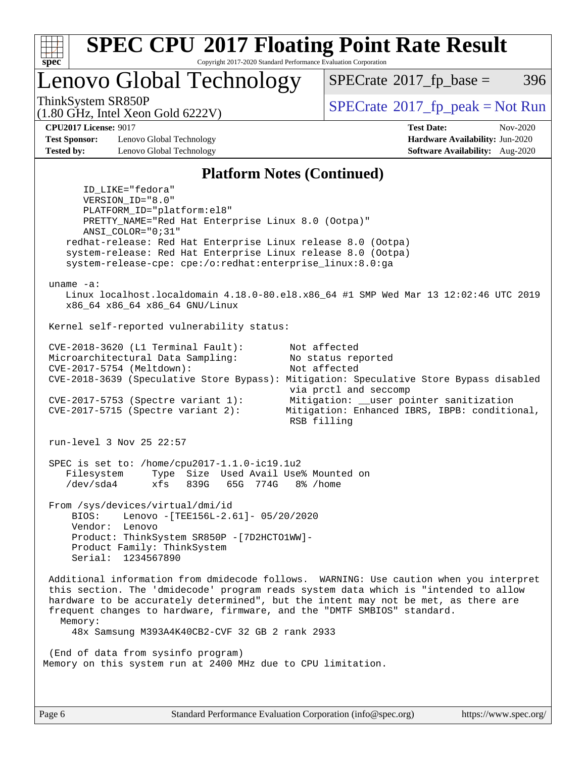# SPEC CPU 2017 Floating Point Rate Result

Copyright 2017-2020 Standard Performance Evaluation Corporation

## Lenovo Global Technology

ThinkSystem SR850P
(1.80 GHz, Intel Xeon Gold 6222V)

SPECrate 2017_fp_base = 396

SPECrate 2017_fp_peak = Not Run

**CPU2017 License:** 9017
**Test Sponsor:** Lenovo Global Technology
**Tested by:** Lenovo Global Technology

**Test Date:** Nov-2020
**Hardware Availability:** Jun-2020
**Software Availability:** Aug-2020

### Platform Notes (Continued)

```
       ID_LIKE="fedora"
       VERSION_ID="8.0"
       PLATFORM_ID="platform:el8"
       PRETTY_NAME="Red Hat Enterprise Linux 8.0 (Ootpa)"
       ANSI_COLOR="0;31"
    redhat-release: Red Hat Enterprise Linux release 8.0 (Ootpa)
    system-release: Red Hat Enterprise Linux release 8.0 (Ootpa)
    system-release-cpe: cpe:/o:redhat:enterprise_linux:8.0:ga

 uname -a:
    Linux localhost.localdomain 4.18.0-80.el8.x86_64 #1 SMP Wed Mar 13 12:02:46 UTC 2019
    x86_64 x86_64 x86_64 GNU/Linux

 Kernel self-reported vulnerability status:

 CVE-2018-3620 (L1 Terminal Fault):        Not affected
 Microarchitectural Data Sampling:         No status reported
 CVE-2017-5754 (Meltdown):                 Not affected
 CVE-2018-3639 (Speculative Store Bypass): Mitigation: Speculative Store Bypass disabled
                                           via prctl and seccomp
 CVE-2017-5753 (Spectre variant 1):        Mitigation: __user pointer sanitization
 CVE-2017-5715 (Spectre variant 2):        Mitigation: Enhanced IBRS, IBPB: conditional,
                                           RSB filling

 run-level 3 Nov 25 22:57

 SPEC is set to: /home/cpu2017-1.1.0-ic19.1u2
    Filesystem     Type  Size  Used Avail Use% Mounted on
    /dev/sda4      xfs   839G   65G  774G   8% /home

 From /sys/devices/virtual/dmi/id
     BIOS:    Lenovo -[TEE156L-2.61]- 05/20/2020
     Vendor:  Lenovo
     Product: ThinkSystem SR850P -[7D2HCTO1WW]-
     Product Family: ThinkSystem
     Serial:  1234567890

 Additional information from dmidecode follows.  WARNING: Use caution when you interpret
 this section. The 'dmidecode' program reads system data which is "intended to allow
 hardware to be accurately determined", but the intent may not be met, as there are
 frequent changes to hardware, firmware, and the "DMTF SMBIOS" standard.
   Memory:
     48x Samsung M393A4K40CB2-CVF 32 GB 2 rank 2933

 (End of data from sysinfo program)
Memory on this system run at 2400 MHz due to CPU limitation.
```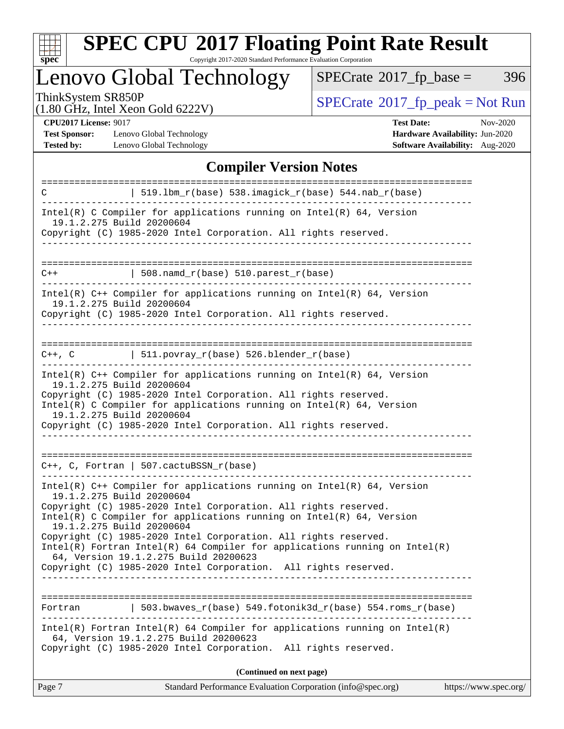# SPEC CPU 2017 Floating Point Rate Result

Copyright 2017-2020 Standard Performance Evaluation Corporation

## Lenovo Global Technology

ThinkSystem SR850P
(1.80 GHz, Intel Xeon Gold 6222V)

SPECrate 2017_fp_base = 396

SPECrate 2017_fp_peak = Not Run

**CPU2017 License:** 9017
**Test Sponsor:** Lenovo Global Technology
**Tested by:** Lenovo Global Technology

**Test Date:** Nov-2020
**Hardware Availability:** Jun-2020
**Software Availability:** Aug-2020

### Compiler Version Notes

```
==============================================================================
C               | 519.lbm_r(base) 538.imagick_r(base) 544.nab_r(base)
------------------------------------------------------------------------------
Intel(R) C Compiler for applications running on Intel(R) 64, Version
  19.1.2.275 Build 20200604
Copyright (C) 1985-2020 Intel Corporation. All rights reserved.
------------------------------------------------------------------------------

==============================================================================
C++             | 508.namd_r(base) 510.parest_r(base)
------------------------------------------------------------------------------
Intel(R) C++ Compiler for applications running on Intel(R) 64, Version
  19.1.2.275 Build 20200604
Copyright (C) 1985-2020 Intel Corporation. All rights reserved.
------------------------------------------------------------------------------

==============================================================================
C++, C          | 511.povray_r(base) 526.blender_r(base)
------------------------------------------------------------------------------
Intel(R) C++ Compiler for applications running on Intel(R) 64, Version
  19.1.2.275 Build 20200604
Copyright (C) 1985-2020 Intel Corporation. All rights reserved.
Intel(R) C Compiler for applications running on Intel(R) 64, Version
  19.1.2.275 Build 20200604
Copyright (C) 1985-2020 Intel Corporation. All rights reserved.
------------------------------------------------------------------------------

==============================================================================
C++, C, Fortran | 507.cactuBSSN_r(base)
------------------------------------------------------------------------------
Intel(R) C++ Compiler for applications running on Intel(R) 64, Version
  19.1.2.275 Build 20200604
Copyright (C) 1985-2020 Intel Corporation. All rights reserved.
Intel(R) C Compiler for applications running on Intel(R) 64, Version
  19.1.2.275 Build 20200604
Copyright (C) 1985-2020 Intel Corporation. All rights reserved.
Intel(R) Fortran Intel(R) 64 Compiler for applications running on Intel(R)
  64, Version 19.1.2.275 Build 20200623
Copyright (C) 1985-2020 Intel Corporation.  All rights reserved.
------------------------------------------------------------------------------

==============================================================================
Fortran         | 503.bwaves_r(base) 549.fotonik3d_r(base) 554.roms_r(base)
------------------------------------------------------------------------------
Intel(R) Fortran Intel(R) 64 Compiler for applications running on Intel(R)
  64, Version 19.1.2.275 Build 20200623
Copyright (C) 1985-2020 Intel Corporation.  All rights reserved.
```

**(Continued on next page)**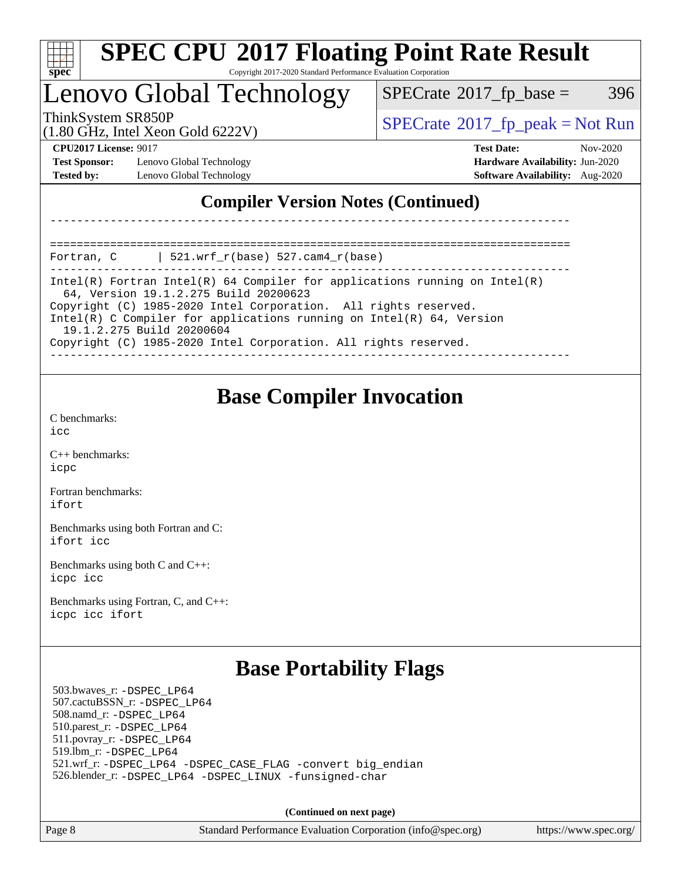## Compiler Version Notes (Continued)

```
------------------------------------------------------------------------------

==============================================================================
Fortran, C       | 521.wrf_r(base) 527.cam4_r(base)
------------------------------------------------------------------------------
Intel(R) Fortran Intel(R) 64 Compiler for applications running on Intel(R)
  64, Version 19.1.2.275 Build 20200623
Copyright (C) 1985-2020 Intel Corporation.  All rights reserved.
Intel(R) C Compiler for applications running on Intel(R) 64, Version
  19.1.2.275 Build 20200604
Copyright (C) 1985-2020 Intel Corporation. All rights reserved.
------------------------------------------------------------------------------
```

## Base Compiler Invocation

C benchmarks:
icc

C++ benchmarks:
icpc

Fortran benchmarks:
ifort

Benchmarks using both Fortran and C:
ifort icc

Benchmarks using both C and C++:
icpc icc

Benchmarks using Fortran, C, and C++:
icpc icc ifort

## Base Portability Flags

503.bwaves_r: -DSPEC_LP64
507.cactuBSSN_r: -DSPEC_LP64
508.namd_r: -DSPEC_LP64
510.parest_r: -DSPEC_LP64
511.povray_r: -DSPEC_LP64
519.lbm_r: -DSPEC_LP64
521.wrf_r: -DSPEC_LP64 -DSPEC_CASE_FLAG -convert big_endian
526.blender_r: -DSPEC_LP64 -DSPEC_LINUX -funsigned-char

(Continued on next page)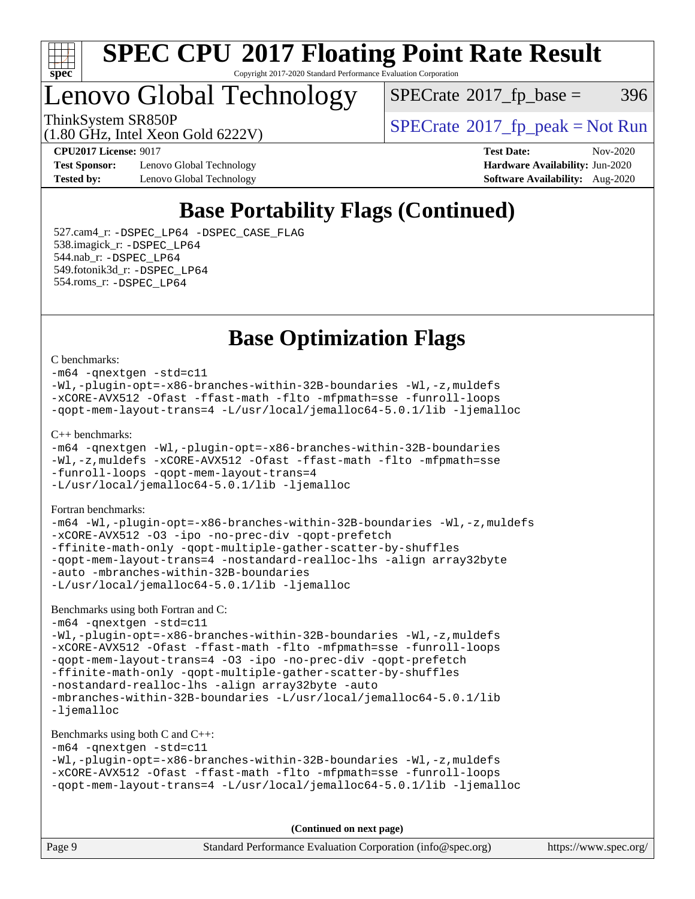## Base Portability Flags (Continued)

527.cam4_r: `-DSPEC_LP64 -DSPEC_CASE_FLAG`
538.imagick_r: `-DSPEC_LP64`
544.nab_r: `-DSPEC_LP64`
549.fotonik3d_r: `-DSPEC_LP64`
554.roms_r: `-DSPEC_LP64`

## Base Optimization Flags

C benchmarks:

```
-m64 -qnextgen -std=c11
-Wl,-plugin-opt=-x86-branches-within-32B-boundaries -Wl,-z,muldefs
-xCORE-AVX512 -Ofast -ffast-math -flto -mfpmath=sse -funroll-loops
-qopt-mem-layout-trans=4 -L/usr/local/jemalloc64-5.0.1/lib -ljemalloc
```

C++ benchmarks:

```
-m64 -qnextgen -Wl,-plugin-opt=-x86-branches-within-32B-boundaries
-Wl,-z,muldefs -xCORE-AVX512 -Ofast -ffast-math -flto -mfpmath=sse
-funroll-loops -qopt-mem-layout-trans=4
-L/usr/local/jemalloc64-5.0.1/lib -ljemalloc
```

Fortran benchmarks:

```
-m64 -Wl,-plugin-opt=-x86-branches-within-32B-boundaries -Wl,-z,muldefs
-xCORE-AVX512 -O3 -ipo -no-prec-div -qopt-prefetch
-ffinite-math-only -qopt-multiple-gather-scatter-by-shuffles
-qopt-mem-layout-trans=4 -nostandard-realloc-lhs -align array32byte
-auto -mbranches-within-32B-boundaries
-L/usr/local/jemalloc64-5.0.1/lib -ljemalloc
```

Benchmarks using both Fortran and C:

```
-m64 -qnextgen -std=c11
-Wl,-plugin-opt=-x86-branches-within-32B-boundaries -Wl,-z,muldefs
-xCORE-AVX512 -Ofast -ffast-math -flto -mfpmath=sse -funroll-loops
-qopt-mem-layout-trans=4 -O3 -ipo -no-prec-div -qopt-prefetch
-ffinite-math-only -qopt-multiple-gather-scatter-by-shuffles
-nostandard-realloc-lhs -align array32byte -auto
-mbranches-within-32B-boundaries -L/usr/local/jemalloc64-5.0.1/lib
-ljemalloc
```

Benchmarks using both C and C++:

```
-m64 -qnextgen -std=c11
-Wl,-plugin-opt=-x86-branches-within-32B-boundaries -Wl,-z,muldefs
-xCORE-AVX512 -Ofast -ffast-math -flto -mfpmath=sse -funroll-loops
-qopt-mem-layout-trans=4 -L/usr/local/jemalloc64-5.0.1/lib -ljemalloc
```

**(Continued on next page)**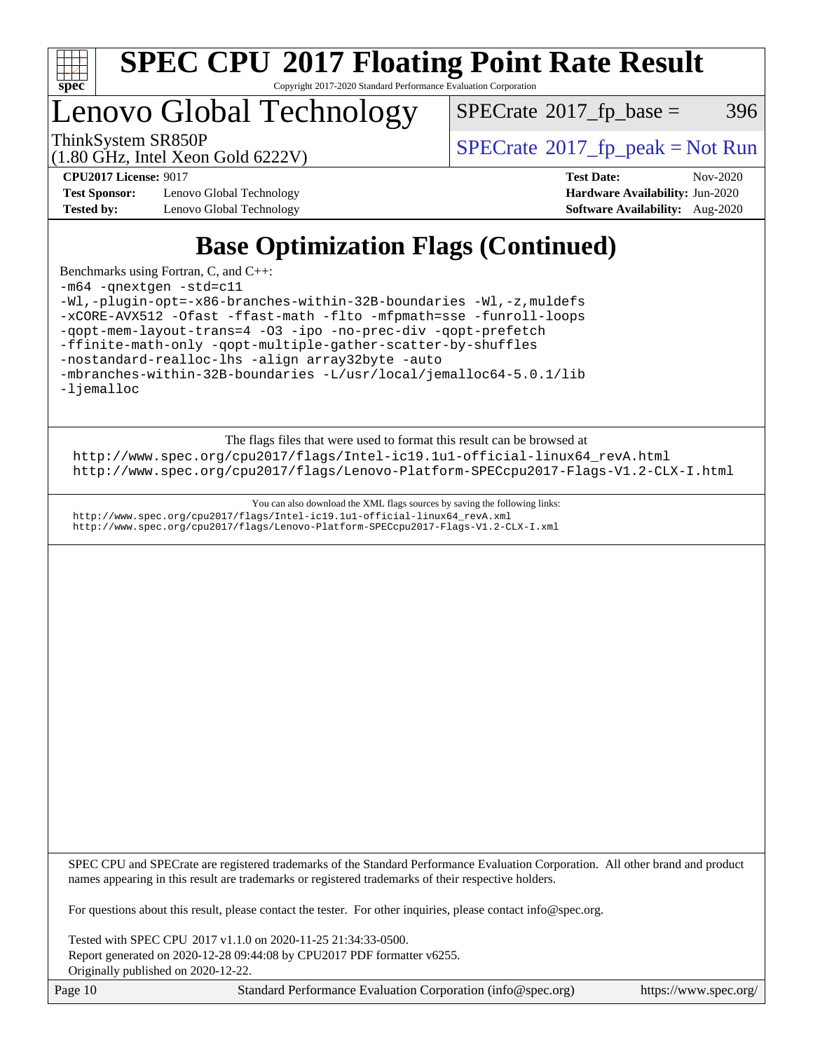# SPEC CPU 2017 Floating Point Rate Result

Copyright 2017-2020 Standard Performance Evaluation Corporation

## Lenovo Global Technology

ThinkSystem SR850P
(1.80 GHz, Intel Xeon Gold 6222V)

SPECrate 2017_fp_base = 396

SPECrate 2017_fp_peak = Not Run

**CPU2017 License:** 9017
**Test Sponsor:** Lenovo Global Technology
**Tested by:** Lenovo Global Technology

**Test Date:** Nov-2020
**Hardware Availability:** Jun-2020
**Software Availability:** Aug-2020

## Base Optimization Flags (Continued)

Benchmarks using Fortran, C, and C++:

```
-m64 -qnextgen -std=c11
-Wl,-plugin-opt=-x86-branches-within-32B-boundaries -Wl,-z,muldefs
-xCORE-AVX512 -Ofast -ffast-math -flto -mfpmath=sse -funroll-loops
-qopt-mem-layout-trans=4 -O3 -ipo -no-prec-div -qopt-prefetch
-ffinite-math-only -qopt-multiple-gather-scatter-by-shuffles
-nostandard-realloc-lhs -align array32byte -auto
-mbranches-within-32B-boundaries -L/usr/local/jemalloc64-5.0.1/lib
-ljemalloc
```

The flags files that were used to format this result can be browsed at

http://www.spec.org/cpu2017/flags/Intel-ic19.1u1-official-linux64_revA.html
http://www.spec.org/cpu2017/flags/Lenovo-Platform-SPECcpu2017-Flags-V1.2-CLX-I.html

You can also download the XML flags sources by saving the following links:

http://www.spec.org/cpu2017/flags/Intel-ic19.1u1-official-linux64_revA.xml
http://www.spec.org/cpu2017/flags/Lenovo-Platform-SPECcpu2017-Flags-V1.2-CLX-I.xml

SPEC CPU and SPECrate are registered trademarks of the Standard Performance Evaluation Corporation. All other brand and product names appearing in this result are trademarks or registered trademarks of their respective holders.

For questions about this result, please contact the tester. For other inquiries, please contact info@spec.org.

Tested with SPEC CPU 2017 v1.1.0 on 2020-11-25 21:34:33-0500.
Report generated on 2020-12-28 09:44:08 by CPU2017 PDF formatter v6255.
Originally published on 2020-12-22.